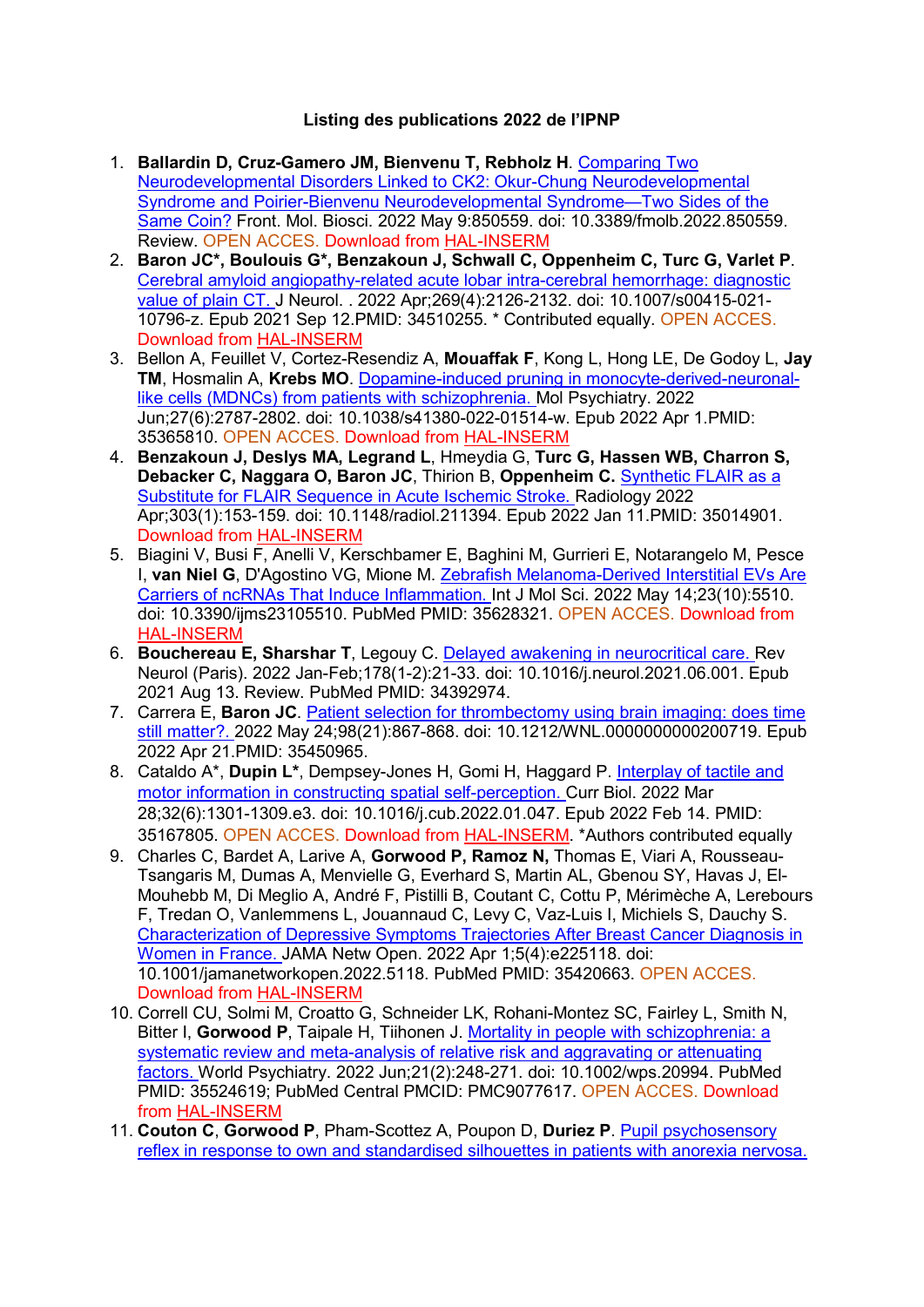**Listing des publications 2022 de l'IPNP**

1. **Ballardin D, Cruz-Gamero JM, Bienvenu T, Rebholz H**. Comparing Two Neurodevelopmental Disorders Linked to CK2: Okur-Chung Neurodevelopmental Syndrome and Poirier-Bienvenu Neurodevelopmental Syndrome—Two Sides of the Same Coin? Front. Mol. Biosci. 2022 May 9:850559. doi: 10.3389/fmolb.2022.850559. Review. OPEN ACCES. Download from HAL-INSERM
2. **Baron JC*, Boulouis G*, Benzakoun J, Schwall C, Oppenheim C, Turc G, Varlet P**. Cerebral amyloid angiopathy-related acute lobar intra-cerebral hemorrhage: diagnostic value of plain CT. J Neurol. . 2022 Apr;269(4):2126-2132. doi: 10.1007/s00415-021-10796-z. Epub 2021 Sep 12.PMID: 34510255. * Contributed equally. OPEN ACCES. Download from HAL-INSERM
3. Bellon A, Feuillet V, Cortez-Resendiz A, **Mouaffak F**, Kong L, Hong LE, De Godoy L, **Jay TM**, Hosmalin A, **Krebs MO**. Dopamine-induced pruning in monocyte-derived-neuronal-like cells (MDNCs) from patients with schizophrenia. Mol Psychiatry. 2022 Jun;27(6):2787-2802. doi: 10.1038/s41380-022-01514-w. Epub 2022 Apr 1.PMID: 35365810. OPEN ACCES. Download from HAL-INSERM
4. **Benzakoun J, Deslys MA, Legrand L**, Hmeydia G, **Turc G, Hassen WB, Charron S, Debacker C, Naggara O, Baron JC**, Thirion B, **Oppenheim C.** Synthetic FLAIR as a Substitute for FLAIR Sequence in Acute Ischemic Stroke. Radiology 2022 Apr;303(1):153-159. doi: 10.1148/radiol.211394. Epub 2022 Jan 11.PMID: 35014901. Download from HAL-INSERM
5. Biagini V, Busi F, Anelli V, Kerschbamer E, Baghini M, Gurrieri E, Notarangelo M, Pesce I, **van Niel G**, D'Agostino VG, Mione M. Zebrafish Melanoma-Derived Interstitial EVs Are Carriers of ncRNAs That Induce Inflammation. Int J Mol Sci. 2022 May 14;23(10):5510. doi: 10.3390/ijms23105510. PubMed PMID: 35628321. OPEN ACCES. Download from HAL-INSERM
6. **Bouchereau E, Sharshar T**, Legouy C. Delayed awakening in neurocritical care. Rev Neurol (Paris). 2022 Jan-Feb;178(1-2):21-33. doi: 10.1016/j.neurol.2021.06.001. Epub 2021 Aug 13. Review. PubMed PMID: 34392974.
7. Carrera E, **Baron JC**. Patient selection for thrombectomy using brain imaging: does time still matter?. 2022 May 24;98(21):867-868. doi: 10.1212/WNL.0000000000200719. Epub 2022 Apr 21.PMID: 35450965.
8. Cataldo A*, **Dupin L***, Dempsey-Jones H, Gomi H, Haggard P. Interplay of tactile and motor information in constructing spatial self-perception. Curr Biol. 2022 Mar 28;32(6):1301-1309.e3. doi: 10.1016/j.cub.2022.01.047. Epub 2022 Feb 14. PMID: 35167805. OPEN ACCES. Download from HAL-INSERM. *Authors contributed equally
9. Charles C, Bardet A, Larive A, **Gorwood P, Ramoz N,** Thomas E, Viari A, Rousseau-Tsangaris M, Dumas A, Menvielle G, Everhard S, Martin AL, Gbenou SY, Havas J, El-Mouhebb M, Di Meglio A, André F, Pistilli B, Coutant C, Cottu P, Mérimèche A, Lerebours F, Tredan O, Vanlemmens L, Jouannaud C, Levy C, Vaz-Luis I, Michiels S, Dauchy S. Characterization of Depressive Symptoms Trajectories After Breast Cancer Diagnosis in Women in France. JAMA Netw Open. 2022 Apr 1;5(4):e225118. doi: 10.1001/jamanetworkopen.2022.5118. PubMed PMID: 35420663. OPEN ACCES. Download from HAL-INSERM
10. Correll CU, Solmi M, Croatto G, Schneider LK, Rohani-Montez SC, Fairley L, Smith N, Bitter I, **Gorwood P**, Taipale H, Tiihonen J. Mortality in people with schizophrenia: a systematic review and meta-analysis of relative risk and aggravating or attenuating factors. World Psychiatry. 2022 Jun;21(2):248-271. doi: 10.1002/wps.20994. PubMed PMID: 35524619; PubMed Central PMCID: PMC9077617. OPEN ACCES. Download from HAL-INSERM
11. **Couton C**, **Gorwood P**, Pham-Scottez A, Poupon D, **Duriez P**. Pupil psychosensory reflex in response to own and standardised silhouettes in patients with anorexia nervosa.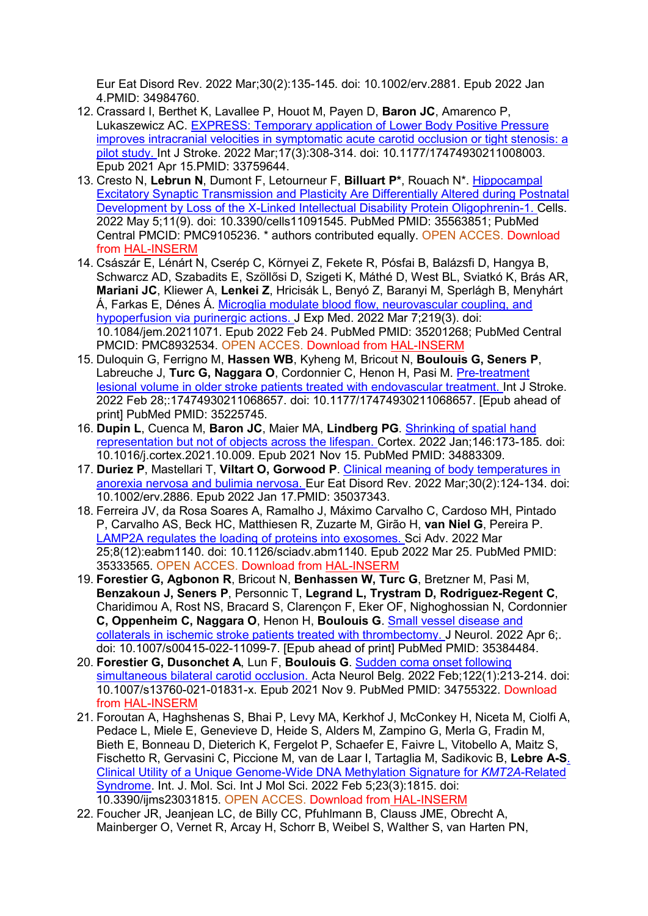Eur Eat Disord Rev. 2022 Mar;30(2):135-145. doi: 10.1002/erv.2881. Epub 2022 Jan 4.PMID: 34984760.

12. Crassard I, Berthet K, Lavallee P, Houot M, Payen D, **Baron JC**, Amarenco P, Lukaszewicz AC. EXPRESS: Temporary application of Lower Body Positive Pressure improves intracranial velocities in symptomatic acute carotid occlusion or tight stenosis: a pilot study. Int J Stroke. 2022 Mar;17(3):308-314. doi: 10.1177/17474930211008003. Epub 2021 Apr 15.PMID: 33759644.
13. Cresto N, **Lebrun N**, Dumont F, Letourneur F, **Billuart P***, Rouach N*. Hippocampal Excitatory Synaptic Transmission and Plasticity Are Differentially Altered during Postnatal Development by Loss of the X-Linked Intellectual Disability Protein Oligophrenin-1. Cells. 2022 May 5;11(9). doi: 10.3390/cells11091545. PubMed PMID: 35563851; PubMed Central PMCID: PMC9105236. * authors contributed equally. OPEN ACCES. Download from HAL-INSERM
14. Császár E, Lénárt N, Cserép C, Környei Z, Fekete R, Pósfai B, Balázsfi D, Hangya B, Schwarcz AD, Szabadits E, Szöllősi D, Szigeti K, Máthé D, West BL, Sviatkó K, Brás AR, **Mariani JC**, Kliewer A, **Lenkei Z**, Hricisák L, Benyó Z, Baranyi M, Sperlágh B, Menyhárt Á, Farkas E, Dénes Á. Microglia modulate blood flow, neurovascular coupling, and hypoperfusion via purinergic actions. J Exp Med. 2022 Mar 7;219(3). doi: 10.1084/jem.20211071. Epub 2022 Feb 24. PubMed PMID: 35201268; PubMed Central PMCID: PMC8932534. OPEN ACCES. Download from HAL-INSERM
15. Duloquin G, Ferrigno M, **Hassen WB**, Kyheng M, Bricout N, **Boulouis G, Seners P**, Labreuche J, **Turc G, Naggara O**, Cordonnier C, Henon H, Pasi M. Pre-treatment lesional volume in older stroke patients treated with endovascular treatment. Int J Stroke. 2022 Feb 28;:17474930211068657. doi: 10.1177/17474930211068657. [Epub ahead of print] PubMed PMID: 35225745.
16. **Dupin L**, Cuenca M, **Baron JC**, Maier MA, **Lindberg PG**. Shrinking of spatial hand representation but not of objects across the lifespan. Cortex. 2022 Jan;146:173-185. doi: 10.1016/j.cortex.2021.10.009. Epub 2021 Nov 15. PubMed PMID: 34883309.
17. **Duriez P**, Mastellari T, **Viltart O, Gorwood P**. Clinical meaning of body temperatures in anorexia nervosa and bulimia nervosa. Eur Eat Disord Rev. 2022 Mar;30(2):124-134. doi: 10.1002/erv.2886. Epub 2022 Jan 17.PMID: 35037343.
18. Ferreira JV, da Rosa Soares A, Ramalho J, Máximo Carvalho C, Cardoso MH, Pintado P, Carvalho AS, Beck HC, Matthiesen R, Zuzarte M, Girão H, **van Niel G**, Pereira P. LAMP2A regulates the loading of proteins into exosomes. Sci Adv. 2022 Mar 25;8(12):eabm1140. doi: 10.1126/sciadv.abm1140. Epub 2022 Mar 25. PubMed PMID: 35333565. OPEN ACCES. Download from HAL-INSERM
19. **Forestier G, Agbonon R**, Bricout N, **Benhassen W, Turc G**, Bretzner M, Pasi M, **Benzakoun J, Seners P**, Personnic T, **Legrand L, Trystram D, Rodriguez-Regent C**, Charidimou A, Rost NS, Bracard S, Clarençon F, Eker OF, Nighoghossian N, Cordonnier **C, Oppenheim C, Naggara O**, Henon H, **Boulouis G**. Small vessel disease and collaterals in ischemic stroke patients treated with thrombectomy. J Neurol. 2022 Apr 6;. doi: 10.1007/s00415-022-11099-7. [Epub ahead of print] PubMed PMID: 35384484.
20. **Forestier G, Dusonchet A**, Lun F, **Boulouis G**. Sudden coma onset following simultaneous bilateral carotid occlusion. Acta Neurol Belg. 2022 Feb;122(1):213-214. doi: 10.1007/s13760-021-01831-x. Epub 2021 Nov 9. PubMed PMID: 34755322. Download from HAL-INSERM
21. Foroutan A, Haghshenas S, Bhai P, Levy MA, Kerkhof J, McConkey H, Niceta M, Ciolfi A, Pedace L, Miele E, Genevieve D, Heide S, Alders M, Zampino G, Merla G, Fradin M, Bieth E, Bonneau D, Dieterich K, Fergelot P, Schaefer E, Faivre L, Vitobello A, Maitz S, Fischetto R, Gervasini C, Piccione M, van de Laar I, Tartaglia M, Sadikovic B, **Lebre A-S**. Clinical Utility of a Unique Genome-Wide DNA Methylation Signature for *KMT2A*-Related Syndrome. Int. J. Mol. Sci. Int J Mol Sci. 2022 Feb 5;23(3):1815. doi: 10.3390/ijms23031815. OPEN ACCES. Download from HAL-INSERM
22. Foucher JR, Jeanjean LC, de Billy CC, Pfuhlmann B, Clauss JME, Obrecht A, Mainberger O, Vernet R, Arcay H, Schorr B, Weibel S, Walther S, van Harten PN,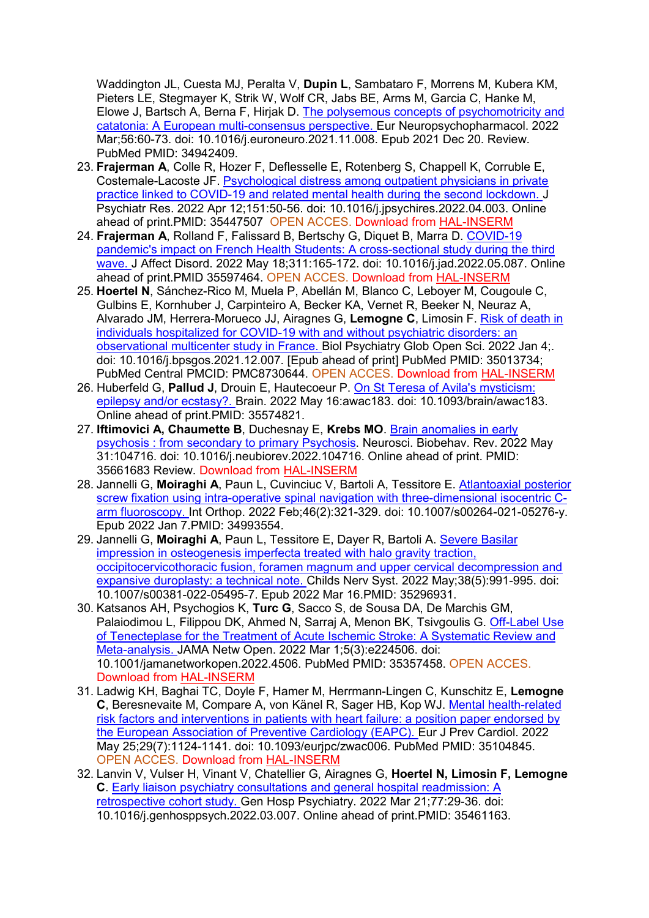Waddington JL, Cuesta MJ, Peralta V, **Dupin L**, Sambataro F, Morrens M, Kubera KM, Pieters LE, Stegmayer K, Strik W, Wolf CR, Jabs BE, Arms M, Garcia C, Hanke M, Elowe J, Bartsch A, Berna F, Hirjak D. The polysemous concepts of psychomotricity and catatonia: A European multi-consensus perspective. Eur Neuropsychopharmacol. 2022 Mar;56:60-73. doi: 10.1016/j.euroneuro.2021.11.008. Epub 2021 Dec 20. Review. PubMed PMID: 34942409.

23. **Frajerman A**, Colle R, Hozer F, Deflesselle E, Rotenberg S, Chappell K, Corruble E, Costemale-Lacoste JF. Psychological distress among outpatient physicians in private practice linked to COVID-19 and related mental health during the second lockdown. J Psychiatr Res. 2022 Apr 12;151:50-56. doi: 10.1016/j.jpsychires.2022.04.003. Online ahead of print.PMID: 35447507 OPEN ACCES. Download from HAL-INSERM
24. **Frajerman A**, Rolland F, Falissard B, Bertschy G, Diquet B, Marra D. COVID-19 pandemic's impact on French Health Students: A cross-sectional study during the third wave. J Affect Disord. 2022 May 18;311:165-172. doi: 10.1016/j.jad.2022.05.087. Online ahead of print.PMID 35597464. OPEN ACCES. Download from HAL-INSERM
25. **Hoertel N**, Sánchez-Rico M, Muela P, Abellán M, Blanco C, Leboyer M, Cougoule C, Gulbins E, Kornhuber J, Carpinteiro A, Becker KA, Vernet R, Beeker N, Neuraz A, Alvarado JM, Herrera-Morueco JJ, Airagnes G, **Lemogne C**, Limosin F. Risk of death in individuals hospitalized for COVID-19 with and without psychiatric disorders: an observational multicenter study in France. Biol Psychiatry Glob Open Sci. 2022 Jan 4;. doi: 10.1016/j.bpsgos.2021.12.007. [Epub ahead of print] PubMed PMID: 35013734; PubMed Central PMCID: PMC8730644. OPEN ACCES. Download from HAL-INSERM
26. Huberfeld G, **Pallud J**, Drouin E, Hautecoeur P. On St Teresa of Avila's mysticism: epilepsy and/or ecstasy?. Brain. 2022 May 16:awac183. doi: 10.1093/brain/awac183. Online ahead of print.PMID: 35574821.
27. **Iftimovici A, Chaumette B**, Duchesnay E, **Krebs MO**. Brain anomalies in early psychosis : from secondary to primary Psychosis. Neurosci. Biobehav. Rev. 2022 May 31:104716. doi: 10.1016/j.neubiorev.2022.104716. Online ahead of print. PMID: 35661683 Review. Download from HAL-INSERM
28. Jannelli G, **Moiraghi A**, Paun L, Cuvinciuc V, Bartoli A, Tessitore E. Atlantoaxial posterior screw fixation using intra-operative spinal navigation with three-dimensional isocentric C-arm fluoroscopy. Int Orthop. 2022 Feb;46(2):321-329. doi: 10.1007/s00264-021-05276-y. Epub 2022 Jan 7.PMID: 34993554.
29. Jannelli G, **Moiraghi A**, Paun L, Tessitore E, Dayer R, Bartoli A. Severe Basilar impression in osteogenesis imperfecta treated with halo gravity traction, occipitocervicothoracic fusion, foramen magnum and upper cervical decompression and expansive duroplasty: a technical note. Childs Nerv Syst. 2022 May;38(5):991-995. doi: 10.1007/s00381-022-05495-7. Epub 2022 Mar 16.PMID: 35296931.
30. Katsanos AH, Psychogios K, **Turc G**, Sacco S, de Sousa DA, De Marchis GM, Palaiodimou L, Filippou DK, Ahmed N, Sarraj A, Menon BK, Tsivgoulis G. Off-Label Use of Tenecteplase for the Treatment of Acute Ischemic Stroke: A Systematic Review and Meta-analysis. JAMA Netw Open. 2022 Mar 1;5(3):e224506. doi: 10.1001/jamanetworkopen.2022.4506. PubMed PMID: 35357458. OPEN ACCES. Download from HAL-INSERM
31. Ladwig KH, Baghai TC, Doyle F, Hamer M, Herrmann-Lingen C, Kunschitz E, **Lemogne C**, Beresnevaite M, Compare A, von Känel R, Sager HB, Kop WJ. Mental health-related risk factors and interventions in patients with heart failure: a position paper endorsed by the European Association of Preventive Cardiology (EAPC). Eur J Prev Cardiol. 2022 May 25;29(7):1124-1141. doi: 10.1093/eurjpc/zwac006. PubMed PMID: 35104845. OPEN ACCES. Download from HAL-INSERM
32. Lanvin V, Vulser H, Vinant V, Chatellier G, Airagnes G, **Hoertel N, Limosin F, Lemogne C**. Early liaison psychiatry consultations and general hospital readmission: A retrospective cohort study. Gen Hosp Psychiatry. 2022 Mar 21;77:29-36. doi: 10.1016/j.genhosppsych.2022.03.007. Online ahead of print.PMID: 35461163.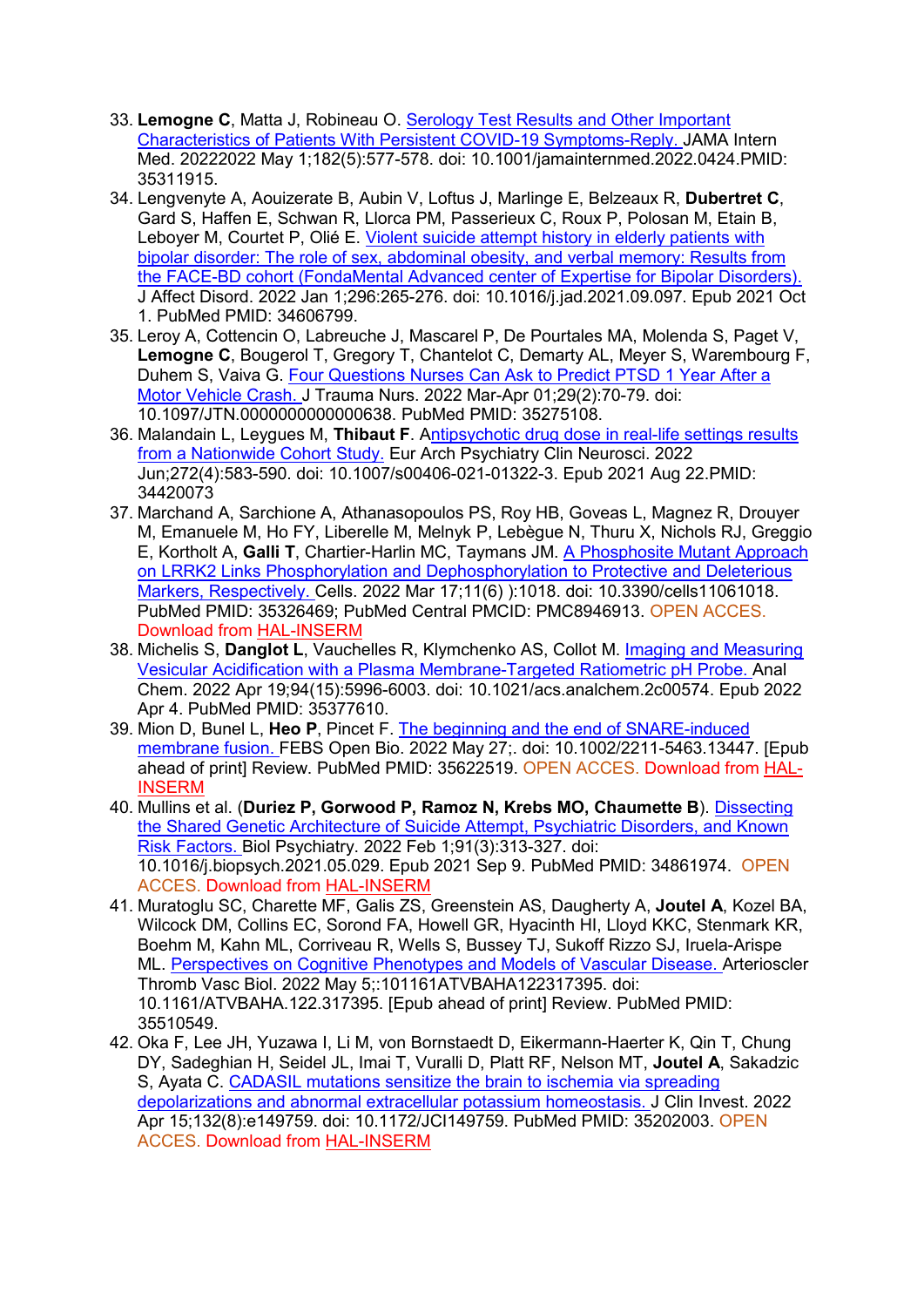33. **Lemogne C**, Matta J, Robineau O. Serology Test Results and Other Important Characteristics of Patients With Persistent COVID-19 Symptoms-Reply. JAMA Intern Med. 20222022 May 1;182(5):577-578. doi: 10.1001/jamainternmed.2022.0424.PMID: 35311915.
34. Lengvenyte A, Aouizerate B, Aubin V, Loftus J, Marlinge E, Belzeaux R, **Dubertret C**, Gard S, Haffen E, Schwan R, Llorca PM, Passerieux C, Roux P, Polosan M, Etain B, Leboyer M, Courtet P, Olié E. Violent suicide attempt history in elderly patients with bipolar disorder: The role of sex, abdominal obesity, and verbal memory: Results from the FACE-BD cohort (FondaMental Advanced center of Expertise for Bipolar Disorders). J Affect Disord. 2022 Jan 1;296:265-276. doi: 10.1016/j.jad.2021.09.097. Epub 2021 Oct 1. PubMed PMID: 34606799.
35. Leroy A, Cottencin O, Labreuche J, Mascarel P, De Pourtales MA, Molenda S, Paget V, **Lemogne C**, Bougerol T, Gregory T, Chantelot C, Demarty AL, Meyer S, Warembourg F, Duhem S, Vaiva G. Four Questions Nurses Can Ask to Predict PTSD 1 Year After a Motor Vehicle Crash. J Trauma Nurs. 2022 Mar-Apr 01;29(2):70-79. doi: 10.1097/JTN.0000000000000638. PubMed PMID: 35275108.
36. Malandain L, Leygues M, **Thibaut F**. Antipsychotic drug dose in real-life settings results from a Nationwide Cohort Study. Eur Arch Psychiatry Clin Neurosci. 2022 Jun;272(4):583-590. doi: 10.1007/s00406-021-01322-3. Epub 2021 Aug 22.PMID: 34420073
37. Marchand A, Sarchione A, Athanasopoulos PS, Roy HB, Goveas L, Magnez R, Drouyer M, Emanuele M, Ho FY, Liberelle M, Melnyk P, Lebègue N, Thuru X, Nichols RJ, Greggio E, Kortholt A, **Galli T**, Chartier-Harlin MC, Taymans JM. A Phosphosite Mutant Approach on LRRK2 Links Phosphorylation and Dephosphorylation to Protective and Deleterious Markers, Respectively. Cells. 2022 Mar 17;11(6) ):1018. doi: 10.3390/cells11061018. PubMed PMID: 35326469; PubMed Central PMCID: PMC8946913. OPEN ACCES. Download from HAL-INSERM
38. Michelis S, **Danglot L**, Vauchelles R, Klymchenko AS, Collot M. Imaging and Measuring Vesicular Acidification with a Plasma Membrane-Targeted Ratiometric pH Probe. Anal Chem. 2022 Apr 19;94(15):5996-6003. doi: 10.1021/acs.analchem.2c00574. Epub 2022 Apr 4. PubMed PMID: 35377610.
39. Mion D, Bunel L, **Heo P**, Pincet F. The beginning and the end of SNARE-induced membrane fusion. FEBS Open Bio. 2022 May 27;. doi: 10.1002/2211-5463.13447. [Epub ahead of print] Review. PubMed PMID: 35622519. OPEN ACCES. Download from HAL-INSERM
40. Mullins et al. (**Duriez P, Gorwood P, Ramoz N, Krebs MO, Chaumette B**). Dissecting the Shared Genetic Architecture of Suicide Attempt, Psychiatric Disorders, and Known Risk Factors. Biol Psychiatry. 2022 Feb 1;91(3):313-327. doi: 10.1016/j.biopsych.2021.05.029. Epub 2021 Sep 9. PubMed PMID: 34861974. OPEN ACCES. Download from HAL-INSERM
41. Muratoglu SC, Charette MF, Galis ZS, Greenstein AS, Daugherty A, **Joutel A**, Kozel BA, Wilcock DM, Collins EC, Sorond FA, Howell GR, Hyacinth HI, Lloyd KKC, Stenmark KR, Boehm M, Kahn ML, Corriveau R, Wells S, Bussey TJ, Sukoff Rizzo SJ, Iruela-Arispe ML. Perspectives on Cognitive Phenotypes and Models of Vascular Disease. Arterioscler Thromb Vasc Biol. 2022 May 5;:101161ATVBAHA122317395. doi: 10.1161/ATVBAHA.122.317395. [Epub ahead of print] Review. PubMed PMID: 35510549.
42. Oka F, Lee JH, Yuzawa I, Li M, von Bornstaedt D, Eikermann-Haerter K, Qin T, Chung DY, Sadeghian H, Seidel JL, Imai T, Vuralli D, Platt RF, Nelson MT, **Joutel A**, Sakadzic S, Ayata C. CADASIL mutations sensitize the brain to ischemia via spreading depolarizations and abnormal extracellular potassium homeostasis. J Clin Invest. 2022 Apr 15;132(8):e149759. doi: 10.1172/JCI149759. PubMed PMID: 35202003. OPEN ACCES. Download from HAL-INSERM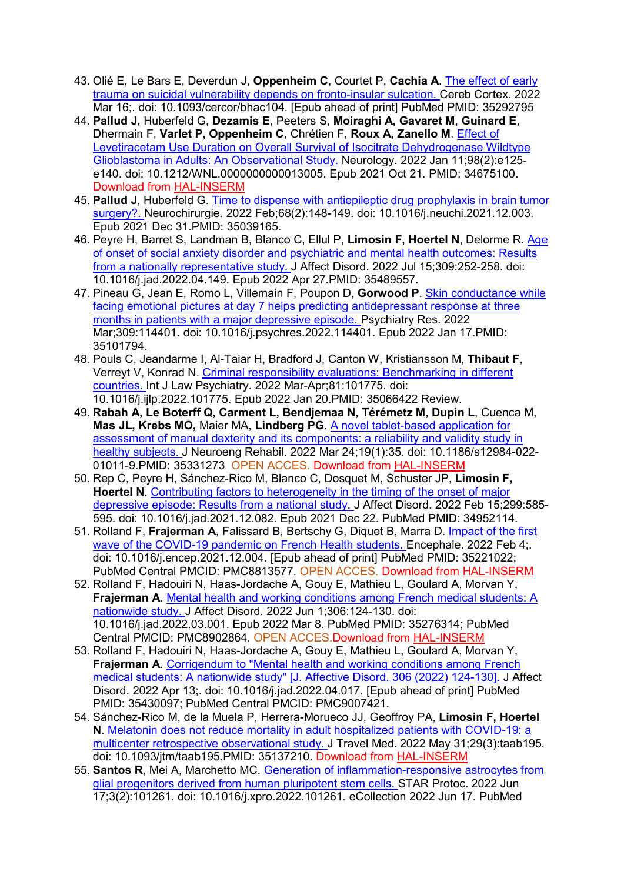43. Olié E, Le Bars E, Deverdun J, **Oppenheim C**, Courtet P, **Cachia A**. The effect of early trauma on suicidal vulnerability depends on fronto-insular sulcation. Cereb Cortex. 2022 Mar 16;. doi: 10.1093/cercor/bhac104. [Epub ahead of print] PubMed PMID: 35292795
44. **Pallud J**, Huberfeld G, **Dezamis E**, Peeters S, **Moiraghi A, Gavaret M, Guinard E**, Dhermain F, **Varlet P, Oppenheim C**, Chrétien F, **Roux A, Zanello M**. Effect of Levetiracetam Use Duration on Overall Survival of Isocitrate Dehydrogenase Wildtype Glioblastoma in Adults: An Observational Study. Neurology. 2022 Jan 11;98(2):e125-e140. doi: 10.1212/WNL.0000000000013005. Epub 2021 Oct 21. PMID: 34675100. Download from HAL-INSERM
45. **Pallud J**, Huberfeld G. Time to dispense with antiepileptic drug prophylaxis in brain tumor surgery?. Neurochirurgie. 2022 Feb;68(2):148-149. doi: 10.1016/j.neuchi.2021.12.003. Epub 2021 Dec 31.PMID: 35039165.
46. Peyre H, Barret S, Landman B, Blanco C, Ellul P, **Limosin F, Hoertel N**, Delorme R. Age of onset of social anxiety disorder and psychiatric and mental health outcomes: Results from a nationally representative study. J Affect Disord. 2022 Jul 15;309:252-258. doi: 10.1016/j.jad.2022.04.149. Epub 2022 Apr 27.PMID: 35489557.
47. Pineau G, Jean E, Romo L, Villemain F, Poupon D, **Gorwood P**. Skin conductance while facing emotional pictures at day 7 helps predicting antidepressant response at three months in patients with a major depressive episode. Psychiatry Res. 2022 Mar;309:114401. doi: 10.1016/j.psychres.2022.114401. Epub 2022 Jan 17.PMID: 35101794.
48. Pouls C, Jeandarme I, Al-Taiar H, Bradford J, Canton W, Kristiansson M, **Thibaut F**, Verreyt V, Konrad N. Criminal responsibility evaluations: Benchmarking in different countries. Int J Law Psychiatry. 2022 Mar-Apr;81:101775. doi: 10.1016/j.ijlp.2022.101775. Epub 2022 Jan 20.PMID: 35066422 Review.
49. **Rabah A, Le Boterff Q, Carment L, Bendjemaa N, Térémetz M, Dupin L**, Cuenca M, **Mas JL, Krebs MO**, Maier MA, **Lindberg PG**. A novel tablet-based application for assessment of manual dexterity and its components: a reliability and validity study in healthy subjects. J Neuroeng Rehabil. 2022 Mar 24;19(1):35. doi: 10.1186/s12984-022-01011-9.PMID: 35331273 OPEN ACCES. Download from HAL-INSERM
50. Rep C, Peyre H, Sánchez-Rico M, Blanco C, Dosquet M, Schuster JP, **Limosin F, Hoertel N**. Contributing factors to heterogeneity in the timing of the onset of major depressive episode: Results from a national study. J Affect Disord. 2022 Feb 15;299:585-595. doi: 10.1016/j.jad.2021.12.082. Epub 2021 Dec 22. PubMed PMID: 34952114.
51. Rolland F, **Frajerman A**, Falissard B, Bertschy G, Diquet B, Marra D. Impact of the first wave of the COVID-19 pandemic on French Health students. Encephale. 2022 Feb 4;. doi: 10.1016/j.encep.2021.12.004. [Epub ahead of print] PubMed PMID: 35221022; PubMed Central PMCID: PMC8813577. OPEN ACCES. Download from HAL-INSERM
52. Rolland F, Hadouiri N, Haas-Jordache A, Gouy E, Mathieu L, Goulard A, Morvan Y, **Frajerman A**. Mental health and working conditions among French medical students: A nationwide study. J Affect Disord. 2022 Jun 1;306:124-130. doi: 10.1016/j.jad.2022.03.001. Epub 2022 Mar 8. PubMed PMID: 35276314; PubMed Central PMCID: PMC8902864. OPEN ACCES.Download from HAL-INSERM
53. Rolland F, Hadouiri N, Haas-Jordache A, Gouy E, Mathieu L, Goulard A, Morvan Y, **Frajerman A**. Corrigendum to "Mental health and working conditions among French medical students: A nationwide study" [J. Affective Disord. 306 (2022) 124-130]. J Affect Disord. 2022 Apr 13;. doi: 10.1016/j.jad.2022.04.017. [Epub ahead of print] PubMed PMID: 35430097; PubMed Central PMCID: PMC9007421.
54. Sánchez-Rico M, de la Muela P, Herrera-Morueco JJ, Geoffroy PA, **Limosin F, Hoertel N**. Melatonin does not reduce mortality in adult hospitalized patients with COVID-19: a multicenter retrospective observational study. J Travel Med. 2022 May 31;29(3):taab195. doi: 10.1093/jtm/taab195.PMID: 35137210. Download from HAL-INSERM
55. **Santos R**, Mei A, Marchetto MC. Generation of inflammation-responsive astrocytes from glial progenitors derived from human pluripotent stem cells. STAR Protoc. 2022 Jun 17;3(2):101261. doi: 10.1016/j.xpro.2022.101261. eCollection 2022 Jun 17. PubMed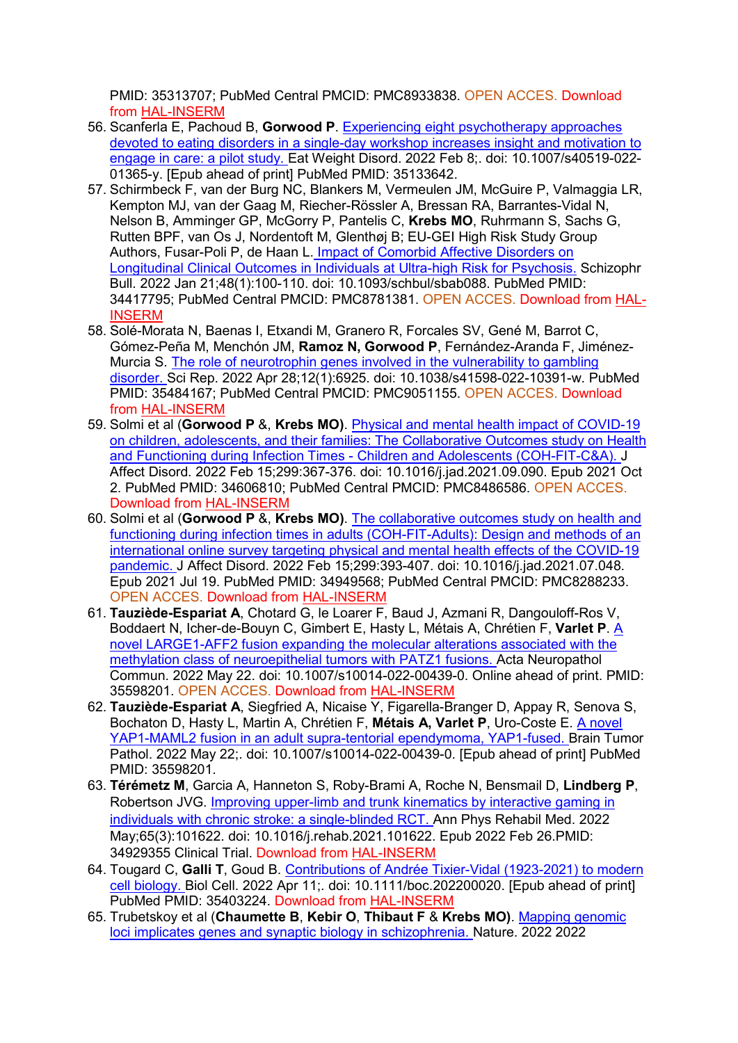PMID: 35313707; PubMed Central PMCID: PMC8933838. OPEN ACCES. Download from HAL-INSERM

56. Scanferla E, Pachoud B, **Gorwood P**. Experiencing eight psychotherapy approaches devoted to eating disorders in a single-day workshop increases insight and motivation to engage in care: a pilot study. Eat Weight Disord. 2022 Feb 8;. doi: 10.1007/s40519-022-01365-y. [Epub ahead of print] PubMed PMID: 35133642.
57. Schirmbeck F, van der Burg NC, Blankers M, Vermeulen JM, McGuire P, Valmaggia LR, Kempton MJ, van der Gaag M, Riecher-Rössler A, Bressan RA, Barrantes-Vidal N, Nelson B, Amminger GP, McGorry P, Pantelis C, **Krebs MO**, Ruhrmann S, Sachs G, Rutten BPF, van Os J, Nordentoft M, Glenthøj B; EU-GEI High Risk Study Group Authors, Fusar-Poli P, de Haan L. Impact of Comorbid Affective Disorders on Longitudinal Clinical Outcomes in Individuals at Ultra-high Risk for Psychosis. Schizophr Bull. 2022 Jan 21;48(1):100-110. doi: 10.1093/schbul/sbab088. PubMed PMID: 34417795; PubMed Central PMCID: PMC8781381. OPEN ACCES. Download from HAL-INSERM
58. Solé-Morata N, Baenas I, Etxandi M, Granero R, Forcales SV, Gené M, Barrot C, Gómez-Peña M, Menchón JM, **Ramoz N, Gorwood P**, Fernández-Aranda F, Jiménez-Murcia S. The role of neurotrophin genes involved in the vulnerability to gambling disorder. Sci Rep. 2022 Apr 28;12(1):6925. doi: 10.1038/s41598-022-10391-w. PubMed PMID: 35484167; PubMed Central PMCID: PMC9051155. OPEN ACCES. Download from HAL-INSERM
59. Solmi et al (**Gorwood P** &, **Krebs MO**). Physical and mental health impact of COVID-19 on children, adolescents, and their families: The Collaborative Outcomes study on Health and Functioning during Infection Times - Children and Adolescents (COH-FIT-C&A). J Affect Disord. 2022 Feb 15;299:367-376. doi: 10.1016/j.jad.2021.09.090. Epub 2021 Oct 2. PubMed PMID: 34606810; PubMed Central PMCID: PMC8486586. OPEN ACCES. Download from HAL-INSERM
60. Solmi et al (**Gorwood P** &, **Krebs MO**). The collaborative outcomes study on health and functioning during infection times in adults (COH-FIT-Adults): Design and methods of an international online survey targeting physical and mental health effects of the COVID-19 pandemic. J Affect Disord. 2022 Feb 15;299:393-407. doi: 10.1016/j.jad.2021.07.048. Epub 2021 Jul 19. PubMed PMID: 34949568; PubMed Central PMCID: PMC8288233. OPEN ACCES. Download from HAL-INSERM
61. **Tauziède-Espariat A**, Chotard G, le Loarer F, Baud J, Azmani R, Dangouloff-Ros V, Boddaert N, Icher-de-Bouyn C, Gimbert E, Hasty L, Métais A, Chrétien F, **Varlet P**. A novel LARGE1-AFF2 fusion expanding the molecular alterations associated with the methylation class of neuroepithelial tumors with PATZ1 fusions. Acta Neuropathol Commun. 2022 May 22. doi: 10.1007/s10014-022-00439-0. Online ahead of print. PMID: 35598201. OPEN ACCES. Download from HAL-INSERM
62. **Tauziède-Espariat A**, Siegfried A, Nicaise Y, Figarella-Branger D, Appay R, Senova S, Bochaton D, Hasty L, Martin A, Chrétien F, **Métais A, Varlet P**, Uro-Coste E. A novel YAP1-MAML2 fusion in an adult supra-tentorial ependymoma, YAP1-fused. Brain Tumor Pathol. 2022 May 22;. doi: 10.1007/s10014-022-00439-0. [Epub ahead of print] PubMed PMID: 35598201.
63. **Térémetz M**, Garcia A, Hanneton S, Roby-Brami A, Roche N, Bensmail D, **Lindberg P**, Robertson JVG. Improving upper-limb and trunk kinematics by interactive gaming in individuals with chronic stroke: a single-blinded RCT. Ann Phys Rehabil Med. 2022 May;65(3):101622. doi: 10.1016/j.rehab.2021.101622. Epub 2022 Feb 26.PMID: 34929355 Clinical Trial. Download from HAL-INSERM
64. Tougard C, **Galli T**, Goud B. Contributions of Andrée Tixier-Vidal (1923-2021) to modern cell biology. Biol Cell. 2022 Apr 11;. doi: 10.1111/boc.202200020. [Epub ahead of print] PubMed PMID: 35403224. Download from HAL-INSERM
65. Trubetskoy et al (**Chaumette B**, **Kebir O**, **Thibaut F** & **Krebs MO**). Mapping genomic loci implicates genes and synaptic biology in schizophrenia. Nature. 2022 2022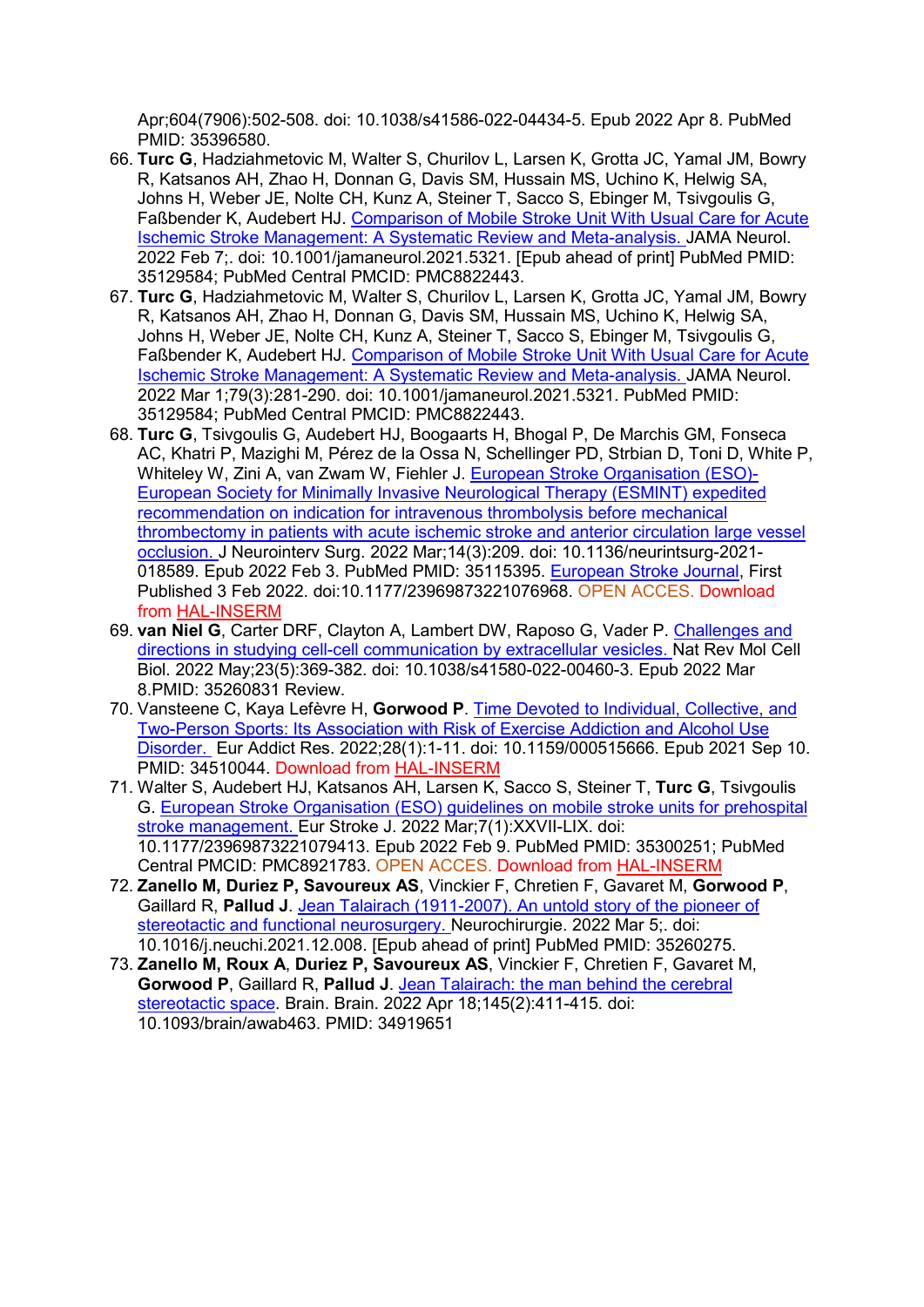Apr;604(7906):502-508. doi: 10.1038/s41586-022-04434-5. Epub 2022 Apr 8. PubMed PMID: 35396580.

66. **Turc G**, Hadziahmetovic M, Walter S, Churilov L, Larsen K, Grotta JC, Yamal JM, Bowry R, Katsanos AH, Zhao H, Donnan G, Davis SM, Hussain MS, Uchino K, Helwig SA, Johns H, Weber JE, Nolte CH, Kunz A, Steiner T, Sacco S, Ebinger M, Tsivgoulis G, Faßbender K, Audebert HJ. Comparison of Mobile Stroke Unit With Usual Care for Acute Ischemic Stroke Management: A Systematic Review and Meta-analysis. JAMA Neurol. 2022 Feb 7;. doi: 10.1001/jamaneurol.2021.5321. [Epub ahead of print] PubMed PMID: 35129584; PubMed Central PMCID: PMC8822443.
67. **Turc G**, Hadziahmetovic M, Walter S, Churilov L, Larsen K, Grotta JC, Yamal JM, Bowry R, Katsanos AH, Zhao H, Donnan G, Davis SM, Hussain MS, Uchino K, Helwig SA, Johns H, Weber JE, Nolte CH, Kunz A, Steiner T, Sacco S, Ebinger M, Tsivgoulis G, Faßbender K, Audebert HJ. Comparison of Mobile Stroke Unit With Usual Care for Acute Ischemic Stroke Management: A Systematic Review and Meta-analysis. JAMA Neurol. 2022 Mar 1;79(3):281-290. doi: 10.1001/jamaneurol.2021.5321. PubMed PMID: 35129584; PubMed Central PMCID: PMC8822443.
68. **Turc G**, Tsivgoulis G, Audebert HJ, Boogaarts H, Bhogal P, De Marchis GM, Fonseca AC, Khatri P, Mazighi M, Pérez de la Ossa N, Schellinger PD, Strbian D, Toni D, White P, Whiteley W, Zini A, van Zwam W, Fiehler J. European Stroke Organisation (ESO)-European Society for Minimally Invasive Neurological Therapy (ESMINT) expedited recommendation on indication for intravenous thrombolysis before mechanical thrombectomy in patients with acute ischemic stroke and anterior circulation large vessel occlusion. J Neurointerv Surg. 2022 Mar;14(3):209. doi: 10.1136/neurintsurg-2021-018589. Epub 2022 Feb 3. PubMed PMID: 35115395. European Stroke Journal, First Published 3 Feb 2022. doi:10.1177/23969873221076968. OPEN ACCES. Download from HAL-INSERM
69. **van Niel G**, Carter DRF, Clayton A, Lambert DW, Raposo G, Vader P. Challenges and directions in studying cell-cell communication by extracellular vesicles. Nat Rev Mol Cell Biol. 2022 May;23(5):369-382. doi: 10.1038/s41580-022-00460-3. Epub 2022 Mar 8.PMID: 35260831 Review.
70. Vansteene C, Kaya Lefèvre H, **Gorwood P**. Time Devoted to Individual, Collective, and Two-Person Sports: Its Association with Risk of Exercise Addiction and Alcohol Use Disorder. Eur Addict Res. 2022;28(1):1-11. doi: 10.1159/000515666. Epub 2021 Sep 10. PMID: 34510044. Download from HAL-INSERM
71. Walter S, Audebert HJ, Katsanos AH, Larsen K, Sacco S, Steiner T, **Turc G**, Tsivgoulis G. European Stroke Organisation (ESO) guidelines on mobile stroke units for prehospital stroke management. Eur Stroke J. 2022 Mar;7(1):XXVII-LIX. doi: 10.1177/23969873221079413. Epub 2022 Feb 9. PubMed PMID: 35300251; PubMed Central PMCID: PMC8921783. OPEN ACCES. Download from HAL-INSERM
72. **Zanello M, Duriez P, Savoureux AS**, Vinckier F, Chretien F, Gavaret M, **Gorwood P**, Gaillard R, **Pallud J**. Jean Talairach (1911-2007). An untold story of the pioneer of stereotactic and functional neurosurgery. Neurochirurgie. 2022 Mar 5;. doi: 10.1016/j.neuchi.2021.12.008. [Epub ahead of print] PubMed PMID: 35260275.
73. **Zanello M, Roux A, Duriez P, Savoureux AS**, Vinckier F, Chretien F, Gavaret M, **Gorwood P**, Gaillard R, **Pallud J**. Jean Talairach: the man behind the cerebral stereotactic space. Brain. Brain. 2022 Apr 18;145(2):411-415. doi: 10.1093/brain/awab463. PMID: 34919651